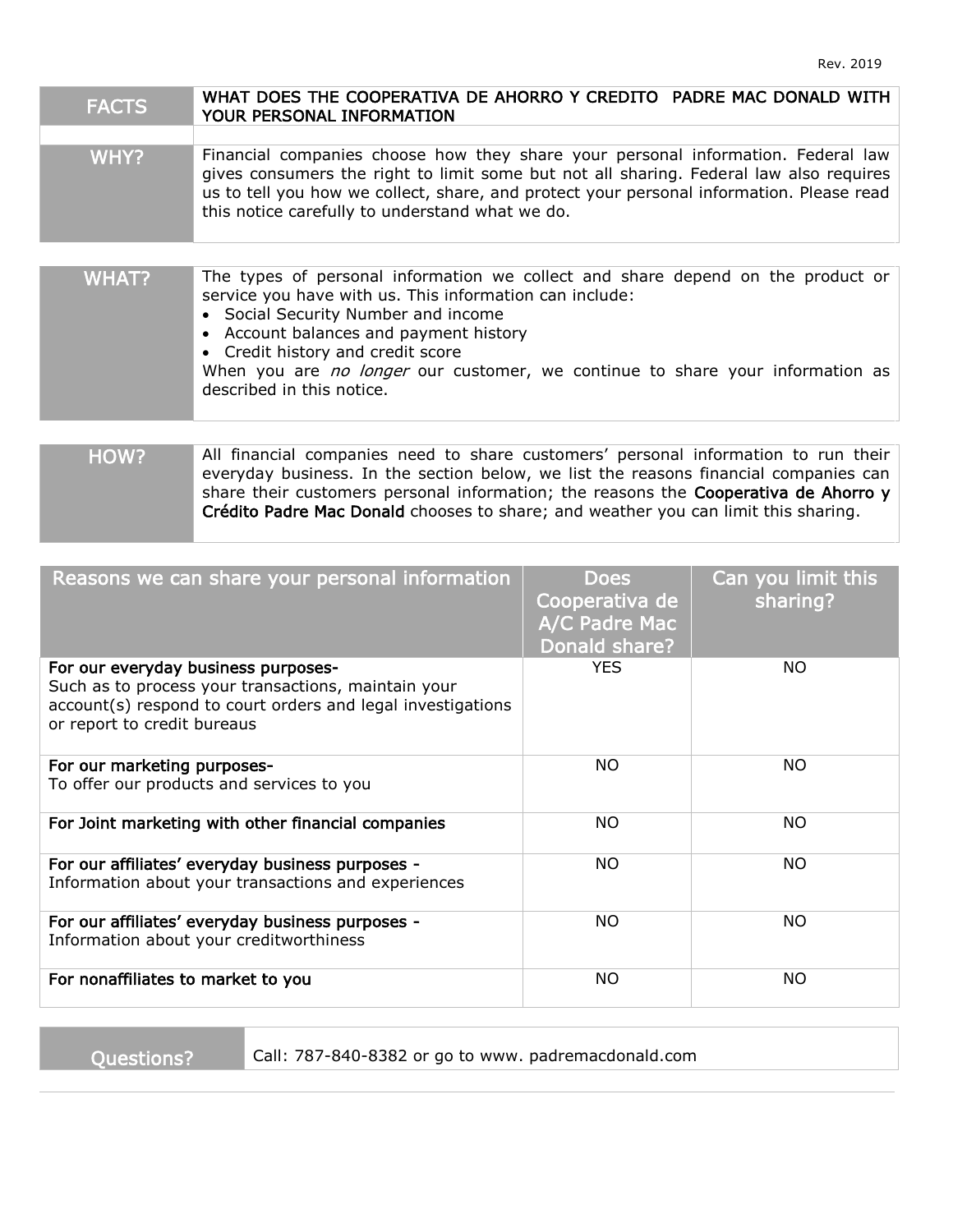Rev. 2019

| FACTS | WHAT DOES THE COOPERATIVA DE AHORRO Y CREDITO PADRE MAC DONALD WITH YOUR PERSONAL INFORMATION |
|---|---|

| WHY? | Financial companies choose how they share your personal information. Federal law gives consumers the right to limit some but not all sharing. Federal law also requires us to tell you how we collect, share, and protect your personal information. Please read this notice carefully to understand what we do. |
|---|---|

| WHAT? | The types of personal information we collect and share depend on the product or service you have with us. This information can include:<br>• Social Security Number and income<br>• Account balances and payment history<br>• Credit history and credit score<br>When you are *no longer* our customer, we continue to share your information as described in this notice. |
|---|---|

| HOW? | All financial companies need to share customers' personal information to run their everyday business. In the section below, we list the reasons financial companies can share their customers personal information; the reasons the **Cooperativa de Ahorro y Crédito Padre Mac Donald** chooses to share; and weather you can limit this sharing. |
|---|---|

| Reasons we can share your personal information | Does Cooperativa de A/C Padre Mac Donald share? | Can you limit this sharing? |
|---|---|---|
| **For our everyday business purposes-**<br>Such as to process your transactions, maintain your account(s) respond to court orders and legal investigations or report to credit bureaus | YES | NO |
| **For our marketing purposes-**<br>To offer our products and services to you | NO | NO |
| **For Joint marketing with other financial companies** | NO | NO |
| **For our affiliates' everyday business purposes -**<br>Information about your transactions and experiences | NO | NO |
| **For our affiliates' everyday business purposes -**<br>Information about your creditworthiness | NO | NO |
| **For nonaffiliates to market to you** | NO | NO |

| Questions? | Call: 787-840-8382 or go to www. padremacdonald.com |
|---|---|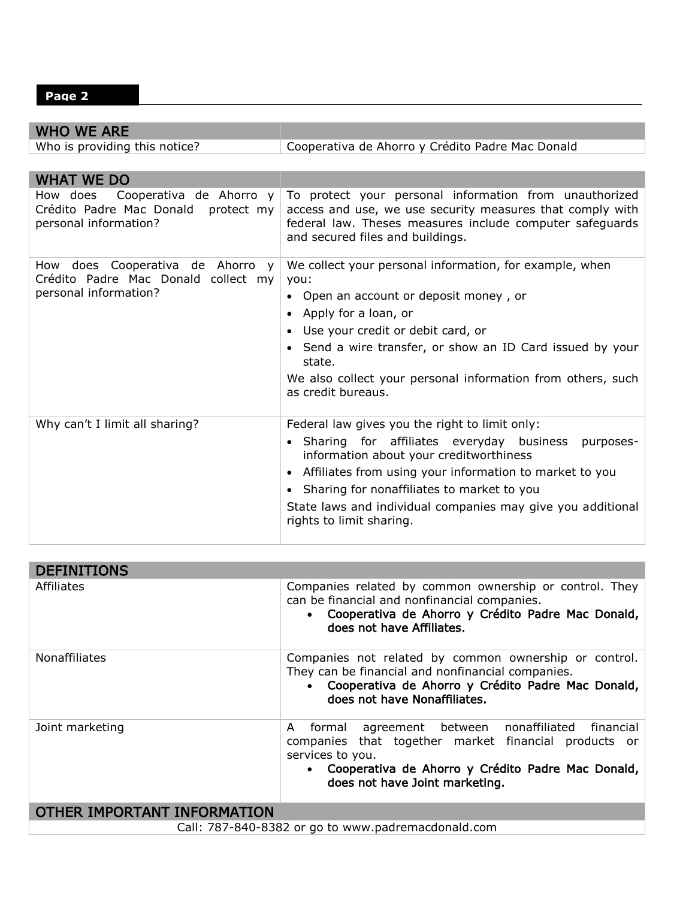| WHO WE ARE | |
|---|---|
| Who is providing this notice? | Cooperativa de Ahorro y Crédito Padre Mac Donald |

| WHAT WE DO | |
|---|---|
| How does Cooperativa de Ahorro y Crédito Padre Mac Donald protect my personal information? | To protect your personal information from unauthorized access and use, we use security measures that comply with federal law. Theses measures include computer safeguards and secured files and buildings. |
| How does Cooperativa de Ahorro y Crédito Padre Mac Donald collect my personal information? | We collect your personal information, for example, when you:<br>• Open an account or deposit money , or<br>• Apply for a loan, or<br>• Use your credit or debit card, or<br>• Send a wire transfer, or show an ID Card issued by your state.<br>We also collect your personal information from others, such as credit bureaus. |
| Why can't I limit all sharing? | Federal law gives you the right to limit only:<br>• Sharing for affiliates everyday business purposes- information about your creditworthiness<br>• Affiliates from using your information to market to you<br>• Sharing for nonaffiliates to market to you<br>State laws and individual companies may give you additional rights to limit sharing. |

| DEFINITIONS | |
|---|---|
| Affiliates | Companies related by common ownership or control. They can be financial and nonfinancial companies.<br>• **Cooperativa de Ahorro y Crédito Padre Mac Donald, does not have Affiliates.** |
| Nonaffiliates | Companies not related by common ownership or control. They can be financial and nonfinancial companies.<br>• **Cooperativa de Ahorro y Crédito Padre Mac Donald, does not have Nonaffiliates.** |
| Joint marketing | A formal agreement between nonaffiliated financial companies that together market financial products or services to you.<br>• **Cooperativa de Ahorro y Crédito Padre Mac Donald, does not have Joint marketing.** |

| OTHER IMPORTANT INFORMATION |
|---|
| Call: 787-840-8382 or go to www.padremacdonald.com |